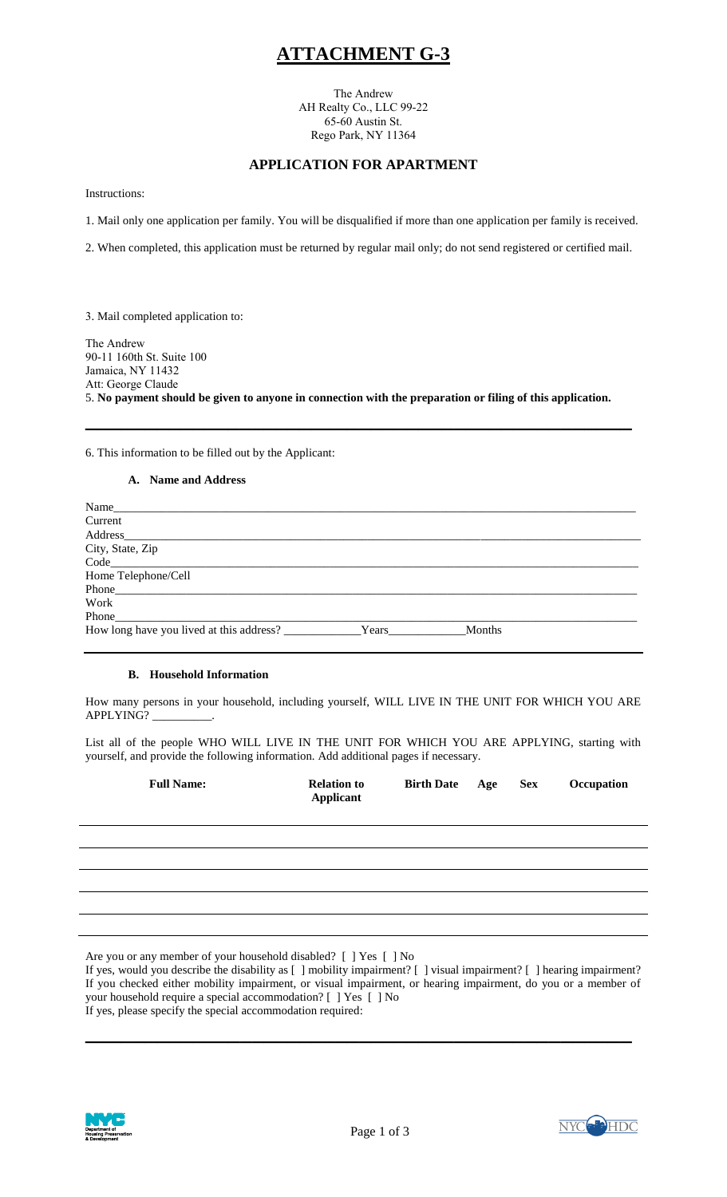# ATTACHMENT G-3

The Andrew
AH Realty Co., LLC 99-22
65-60 Austin St.
Rego Park, NY 11364

## APPLICATION FOR APARTMENT

Instructions:

1. Mail only one application per family. You will be disqualified if more than one application per family is received.

2. When completed, this application must be returned by regular mail only; do not send registered or certified mail.

3. Mail completed application to:

The Andrew
90-11 160th St. Suite 100
Jamaica, NY 11432
Att: George Claude

5. **No payment should be given to anyone in connection with the preparation or filing of this application.**

---

6. This information to be filled out by the Applicant:

### A. Name and Address

Name\_\_\_\_\_\_\_\_\_\_\_\_\_\_\_\_\_\_\_\_\_\_\_\_\_\_\_\_\_\_\_\_\_\_\_\_\_\_\_\_

Current Address\_\_\_\_\_\_\_\_\_\_\_\_\_\_\_\_\_\_\_\_\_\_\_\_\_\_\_\_\_\_\_\_\_\_\_\_\_\_\_\_

City, State, Zip Code\_\_\_\_\_\_\_\_\_\_\_\_\_\_\_\_\_\_\_\_\_\_\_\_\_\_\_\_\_\_\_\_\_\_\_\_\_\_\_\_

Home Telephone/Cell Phone\_\_\_\_\_\_\_\_\_\_\_\_\_\_\_\_\_\_\_\_\_\_\_\_\_\_\_\_\_\_\_\_\_\_\_\_\_\_\_\_

Work Phone\_\_\_\_\_\_\_\_\_\_\_\_\_\_\_\_\_\_\_\_\_\_\_\_\_\_\_\_\_\_\_\_\_\_\_\_\_\_\_\_

How long have you lived at this address? \_\_\_\_\_\_\_\_\_\_\_\_Years\_\_\_\_\_\_\_\_\_\_\_\_Months

---

### B. Household Information

How many persons in your household, including yourself, WILL LIVE IN THE UNIT FOR WHICH YOU ARE APPLYING? \_\_\_\_\_\_\_\_\_\_.

List all of the people WHO WILL LIVE IN THE UNIT FOR WHICH YOU ARE APPLYING, starting with yourself, and provide the following information. Add additional pages if necessary.

| Full Name: | Relation to Applicant | Birth Date | Age | Sex | Occupation |
|---|---|---|---|---|---|
| | | | | | |
| | | | | | |
| | | | | | |
| | | | | | |
| | | | | | |
| | | | | | |

Are you or any member of your household disabled? [ ] Yes [ ] No

If yes, would you describe the disability as [ ] mobility impairment? [ ] visual impairment? [ ] hearing impairment?

If you checked either mobility impairment, or visual impairment, or hearing impairment, do you or a member of your household require a special accommodation? [ ] Yes [ ] No

If yes, please specify the special accommodation required:

---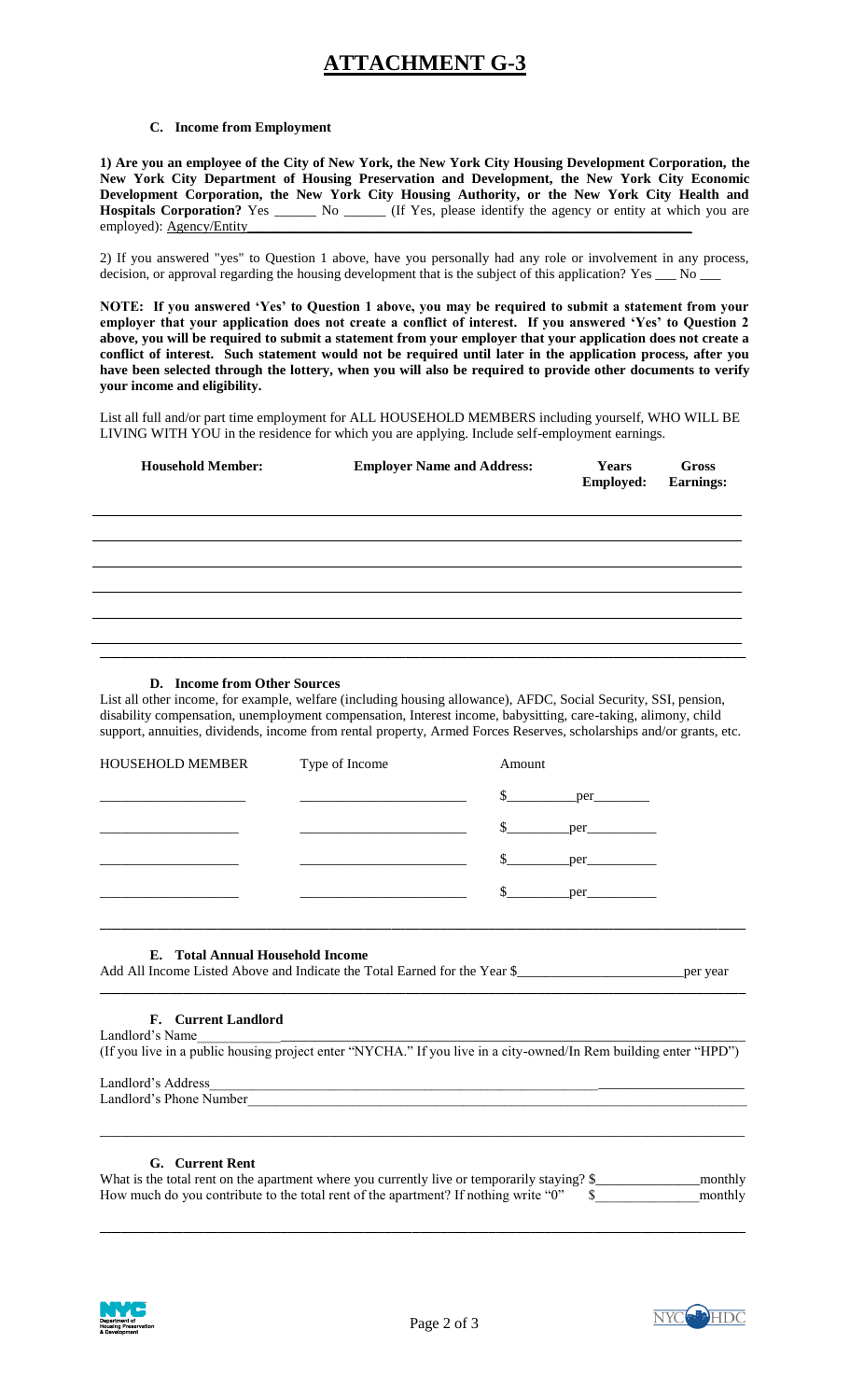# ATTACHMENT G-3

### C. Income from Employment

**1) Are you an employee of the City of New York, the New York City Housing Development Corporation, the New York City Department of Housing Preservation and Development, the New York City Economic Development Corporation, the New York City Housing Authority, or the New York City Health and Hospitals Corporation?** Yes ______ No ______ (If Yes, please identify the agency or entity at which you are employed): Agency/Entity________________________________________________

2) If you answered "yes" to Question 1 above, have you personally had any role or involvement in any process, decision, or approval regarding the housing development that is the subject of this application? Yes ___ No ___

**NOTE: If you answered 'Yes' to Question 1 above, you may be required to submit a statement from your employer that your application does not create a conflict of interest. If you answered 'Yes' to Question 2 above, you will be required to submit a statement from your employer that your application does not create a conflict of interest. Such statement would not be required until later in the application process, after you have been selected through the lottery, when you will also be required to provide other documents to verify your income and eligibility.**

List all full and/or part time employment for ALL HOUSEHOLD MEMBERS including yourself, WHO WILL BE LIVING WITH YOU in the residence for which you are applying. Include self-employment earnings.

| Household Member: | Employer Name and Address: | Years Employed: | Gross Earnings: |
|---|---|---|---|
| | | | |
| | | | |
| | | | |
| | | | |
| | | | |
| | | | |

### D. Income from Other Sources

List all other income, for example, welfare (including housing allowance), AFDC, Social Security, SSI, pension, disability compensation, unemployment compensation, Interest income, babysitting, care-taking, alimony, child support, annuities, dividends, income from rental property, Armed Forces Reserves, scholarships and/or grants, etc.

| HOUSEHOLD MEMBER | Type of Income | Amount |
|---|---|---|
| ____________________ | ________________________ | $_________per________ |
| ____________________ | ________________________ | $_________per__________ |
| ____________________ | ________________________ | $_________per__________ |
| ____________________ | ________________________ | $_________per__________ |

### E. Total Annual Household Income

Add All Income Listed Above and Indicate the Total Earned for the Year $________________________per year

### F. Current Landlord

Landlord's Name________________________________________________

(If you live in a public housing project enter "NYCHA." If you live in a city-owned/In Rem building enter "HPD")

Landlord's Address________________________________________________

Landlord's Phone Number________________________________________________

### G. Current Rent

What is the total rent on the apartment where you currently live or temporarily staying? $_______________monthly

How much do you contribute to the total rent of the apartment? If nothing write "0" $_______________monthly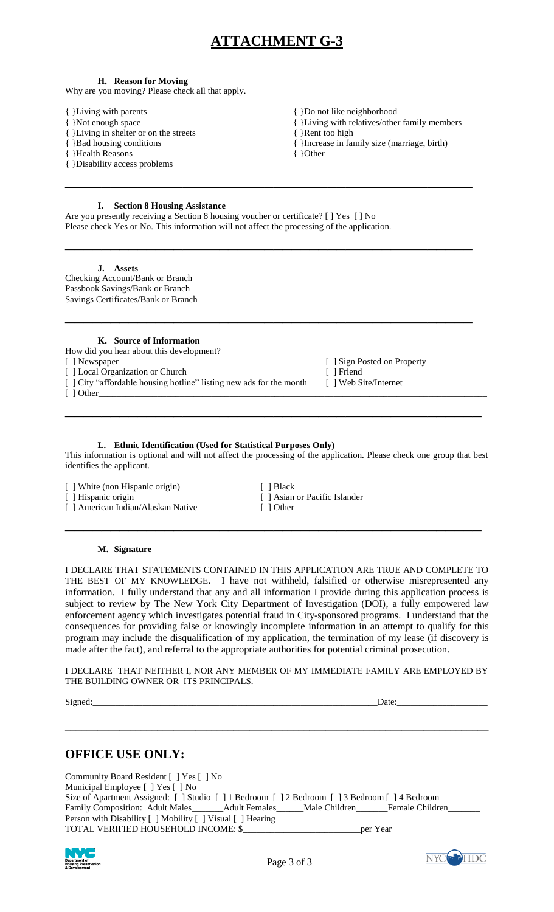# ATTACHMENT G-3

### H. Reason for Moving

Why are you moving? Please check all that apply.

{ }Living with parents
{ }Not enough space
{ }Living in shelter or on the streets
{ }Bad housing conditions
{ }Health Reasons
{ }Disability access problems
{ }Do not like neighborhood
{ }Living with relatives/other family members
{ }Rent too high
{ }Increase in family size (marriage, birth)
{ }Other\_\_\_\_\_\_\_\_\_\_\_\_\_\_\_\_\_\_\_\_\_\_\_\_\_\_\_\_\_\_\_\_\_\_

---

### I. Section 8 Housing Assistance

Are you presently receiving a Section 8 housing voucher or certificate? [ ] Yes [ ] No
Please check Yes or No. This information will not affect the processing of the application.

---

### J. Assets

Checking Account/Bank or Branch\_\_\_\_\_\_\_\_\_\_\_\_\_\_\_\_\_\_\_\_\_\_\_\_\_\_\_\_\_\_\_\_\_\_\_\_\_\_\_\_\_\_\_\_\_\_\_\_\_\_\_\_\_\_\_\_\_\_\_\_\_\_
Passbook Savings/Bank or Branch\_\_\_\_\_\_\_\_\_\_\_\_\_\_\_\_\_\_\_\_\_\_\_\_\_\_\_\_\_\_\_\_\_\_\_\_\_\_\_\_\_\_\_\_\_\_\_\_\_\_\_\_\_\_\_\_\_\_\_\_\_\_
Savings Certificates/Bank or Branch\_\_\_\_\_\_\_\_\_\_\_\_\_\_\_\_\_\_\_\_\_\_\_\_\_\_\_\_\_\_\_\_\_\_\_\_\_\_\_\_\_\_\_\_\_\_\_\_\_\_\_\_\_\_\_\_\_\_\_\_

---

### K. Source of Information

How did you hear about this development?

[ ] Newspaper
[ ] Local Organization or Church
[ ] City "affordable housing hotline" listing new ads for the month
[ ] Sign Posted on Property
[ ] Friend
[ ] Web Site/Internet
[ ] Other\_\_\_\_\_\_\_\_\_\_\_\_\_\_\_\_\_\_\_\_\_\_\_\_\_\_\_\_\_\_\_\_\_\_\_\_\_\_\_\_\_\_\_\_\_\_\_\_\_\_\_\_\_\_\_\_\_\_\_\_\_\_\_\_\_\_\_\_\_\_\_\_\_\_\_\_

---

### L. Ethnic Identification (Used for Statistical Purposes Only)

This information is optional and will not affect the processing of the application. Please check one group that best identifies the applicant.

[ ] White (non Hispanic origin)
[ ] Hispanic origin
[ ] American Indian/Alaskan Native
[ ] Black
[ ] Asian or Pacific Islander
[ ] Other

---

### M. Signature

I DECLARE THAT STATEMENTS CONTAINED IN THIS APPLICATION ARE TRUE AND COMPLETE TO THE BEST OF MY KNOWLEDGE. I have not withheld, falsified or otherwise misrepresented any information. I fully understand that any and all information I provide during this application process is subject to review by The New York City Department of Investigation (DOI), a fully empowered law enforcement agency which investigates potential fraud in City-sponsored programs. I understand that the consequences for providing false or knowingly incomplete information in an attempt to qualify for this program may include the disqualification of my application, the termination of my lease (if discovery is made after the fact), and referral to the appropriate authorities for potential criminal prosecution.

I DECLARE THAT NEITHER I, NOR ANY MEMBER OF MY IMMEDIATE FAMILY ARE EMPLOYED BY THE BUILDING OWNER OR ITS PRINCIPALS.

Signed:\_\_\_\_\_\_\_\_\_\_\_\_\_\_\_\_\_\_\_\_\_\_\_\_\_\_\_\_\_\_\_\_\_\_\_\_\_\_\_\_\_\_\_\_\_\_\_\_\_\_\_\_\_\_\_\_\_\_\_\_\_Date:\_\_\_\_\_\_\_\_\_\_\_\_\_\_\_\_\_\_\_

---

## OFFICE USE ONLY:

Community Board Resident [ ] Yes [ ] No
Municipal Employee [ ] Yes [ ] No
Size of Apartment Assigned: [ ] Studio [ ] 1 Bedroom [ ] 2 Bedroom [ ] 3 Bedroom [ ] 4 Bedroom
Family Composition: Adult Males\_\_\_\_\_\_\_Adult Females\_\_\_\_\_\_Male Children\_\_\_\_\_\_\_Female Children\_\_\_\_\_\_\_
Person with Disability [ ] Mobility [ ] Visual [ ] Hearing
TOTAL VERIFIED HOUSEHOLD INCOME: $\_\_\_\_\_\_\_\_\_\_\_\_\_\_\_\_\_\_\_\_\_\_\_\_\_\_per Year